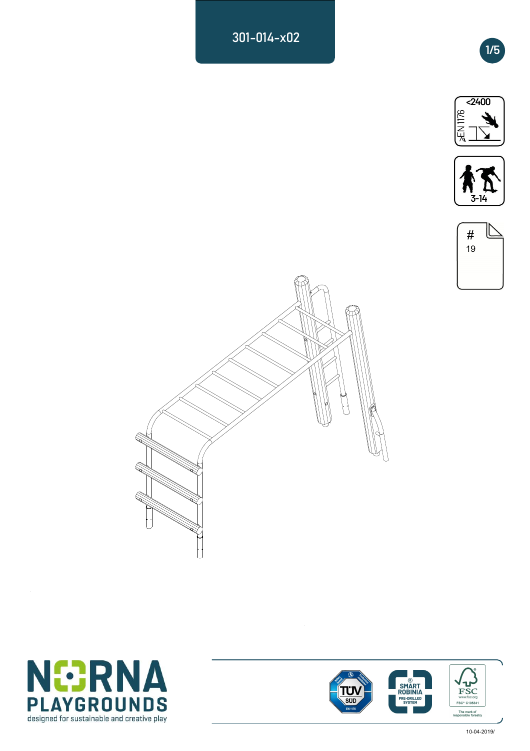# 301-014-x02

<2400

≥EN 1176

3-14

#
19

NORNA PLAYGROUNDS
designed for sustainable and creative play

TÜV SÜD EN 1176

SMART ROBINIA PRE-DRILLED SYSTEM

FSC www.fsc.org FSC® C105341 The mark of responsible forestry

10-04-2019/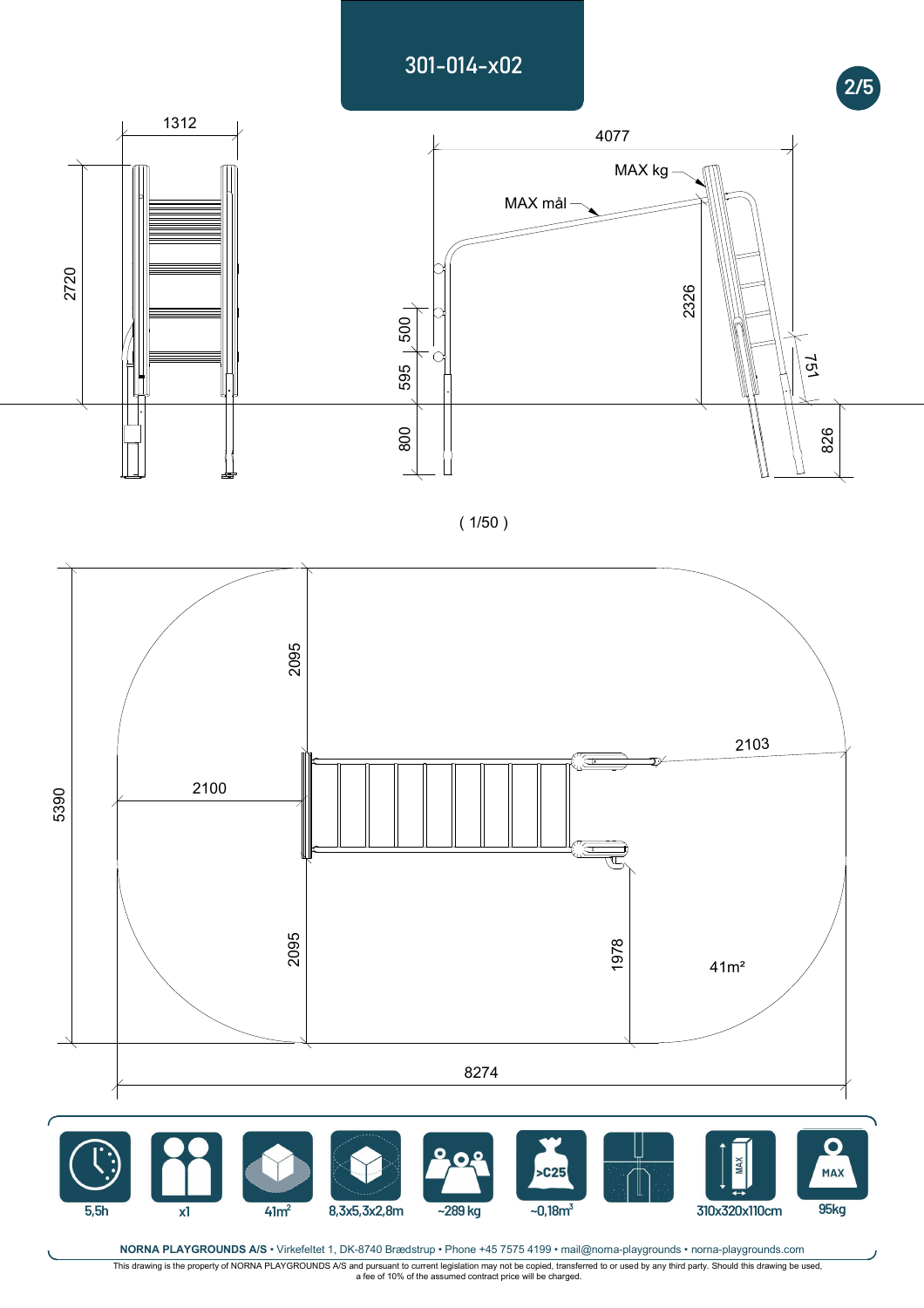# 301-014-x02

1312

2720

4077

MAX kg

MAX mål

2326

500

595

800

751

826

( 1/50 )

2095

5390

2100

2103

2095

1978

41m²

8274

| 5,5h | x1 | 41m² | 8,3x5,3x2,8m | ~289 kg | ~0,18m³ | | 310x320x110cm | 95kg |
|---|---|---|---|---|---|---|---|---|

**NORNA PLAYGROUNDS A/S** • Virkefeltet 1, DK-8740 Brædstrup • Phone +45 7575 4199 • mail@norna-playgrounds • norna-playgrounds.com

This drawing is the property of NORNA PLAYGROUNDS A/S and pursuant to current legislation may not be copied, transferred to or used by any third party. Should this drawing be used, a fee of 10% of the assumed contract price will be charged.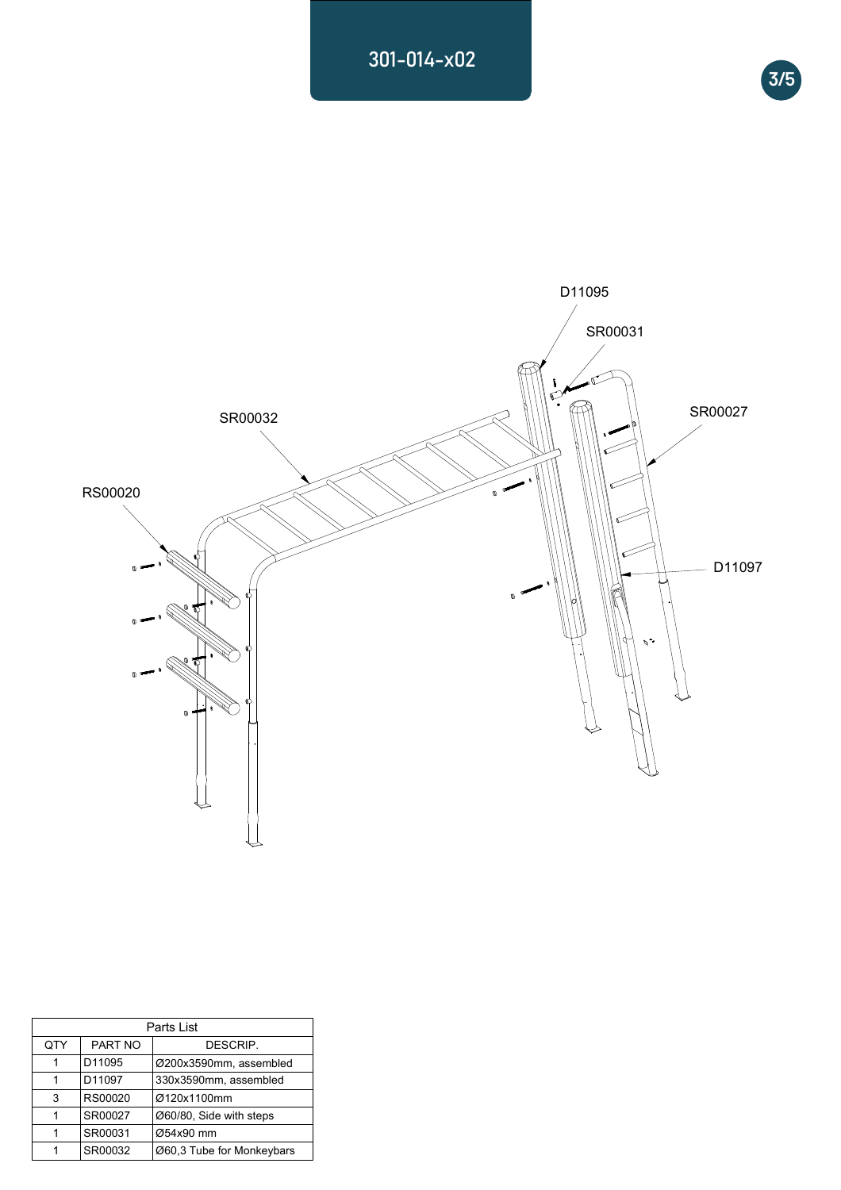# 301-014-x02

D11095

SR00031

SR00027

SR00032

RS00020

D11097

| Parts List | | |
|---|---|---|
| QTY | PART NO | DESCRIP. |
| 1 | D11095 | Ø200x3590mm, assembled |
| 1 | D11097 | 330x3590mm, assembled |
| 3 | RS00020 | Ø120x1100mm |
| 1 | SR00027 | Ø60/80, Side with steps |
| 1 | SR00031 | Ø54x90 mm |
| 1 | SR00032 | Ø60,3 Tube for Monkeybars |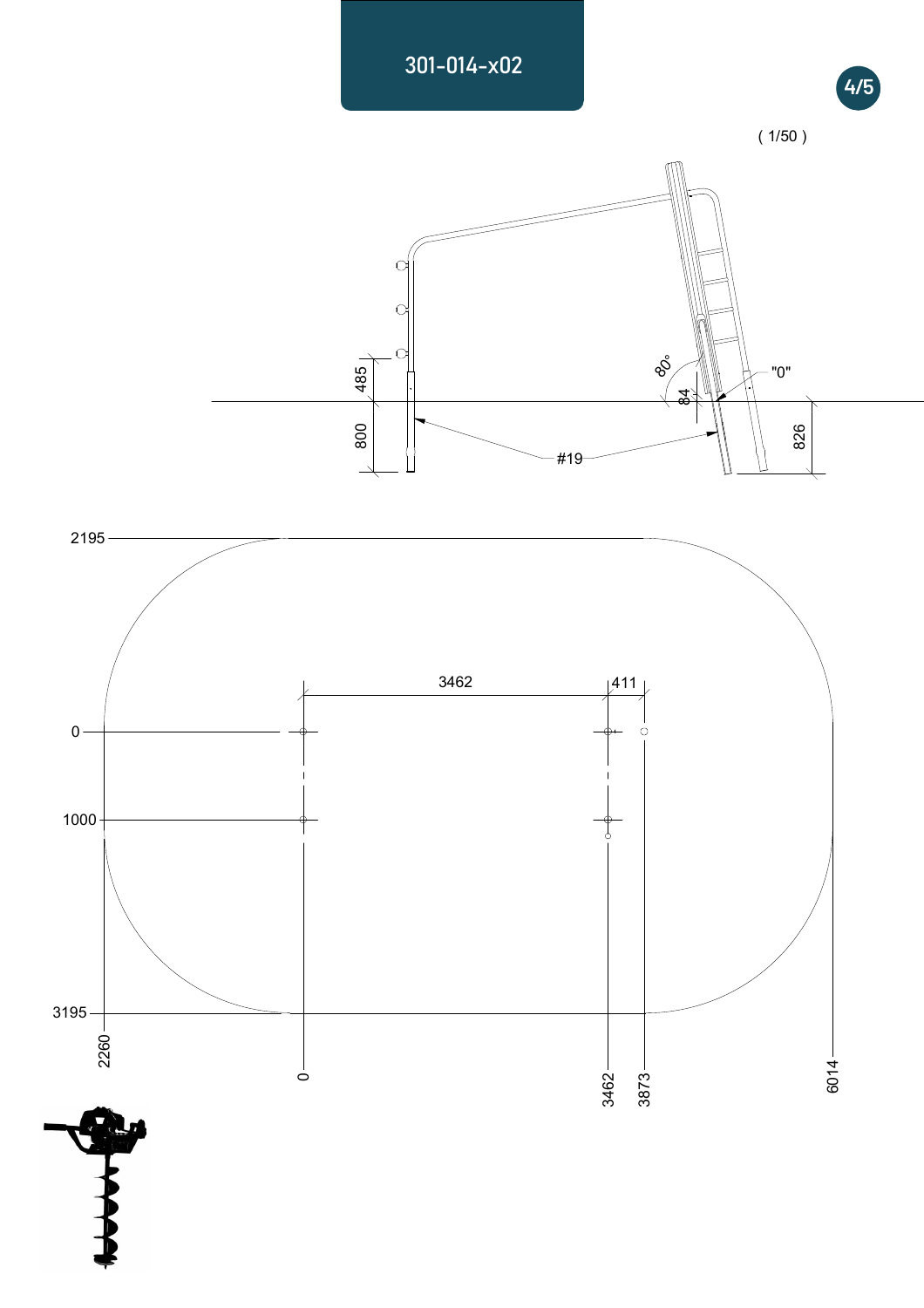# 301-014-x02

( 1/50 )

485

800

80°

84

"0"

826

#19

2195

3462

411

0

1000

3195

2260

0

3462

3873

6014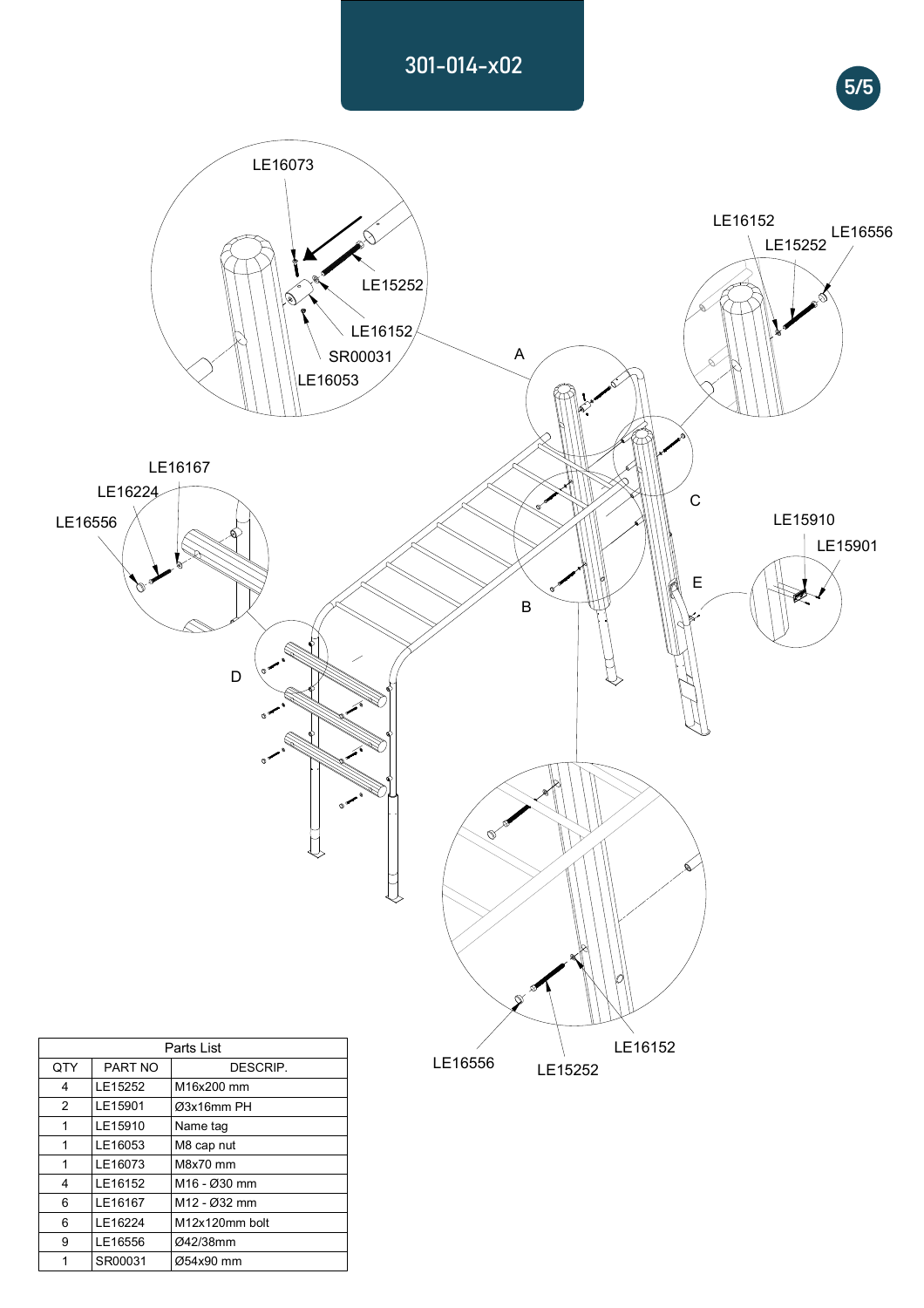# 301-014-x02

LE16073

LE15252

LE16152

SR00031

LE16053

A

LE16152

LE15252

LE16556

LE16167

LE16224

LE16556

C

LE15910

LE15901

E

B

D

LE16556

LE15252

LE16152

| Parts List | | |
|---|---|---|
| QTY | PART NO | DESCRIP. |
| 4 | LE15252 | M16x200 mm |
| 2 | LE15901 | Ø3x16mm PH |
| 1 | LE15910 | Name tag |
| 1 | LE16053 | M8 cap nut |
| 1 | LE16073 | M8x70 mm |
| 4 | LE16152 | M16 - Ø30 mm |
| 6 | LE16167 | M12 - Ø32 mm |
| 6 | LE16224 | M12x120mm bolt |
| 9 | LE16556 | Ø42/38mm |
| 1 | SR00031 | Ø54x90 mm |